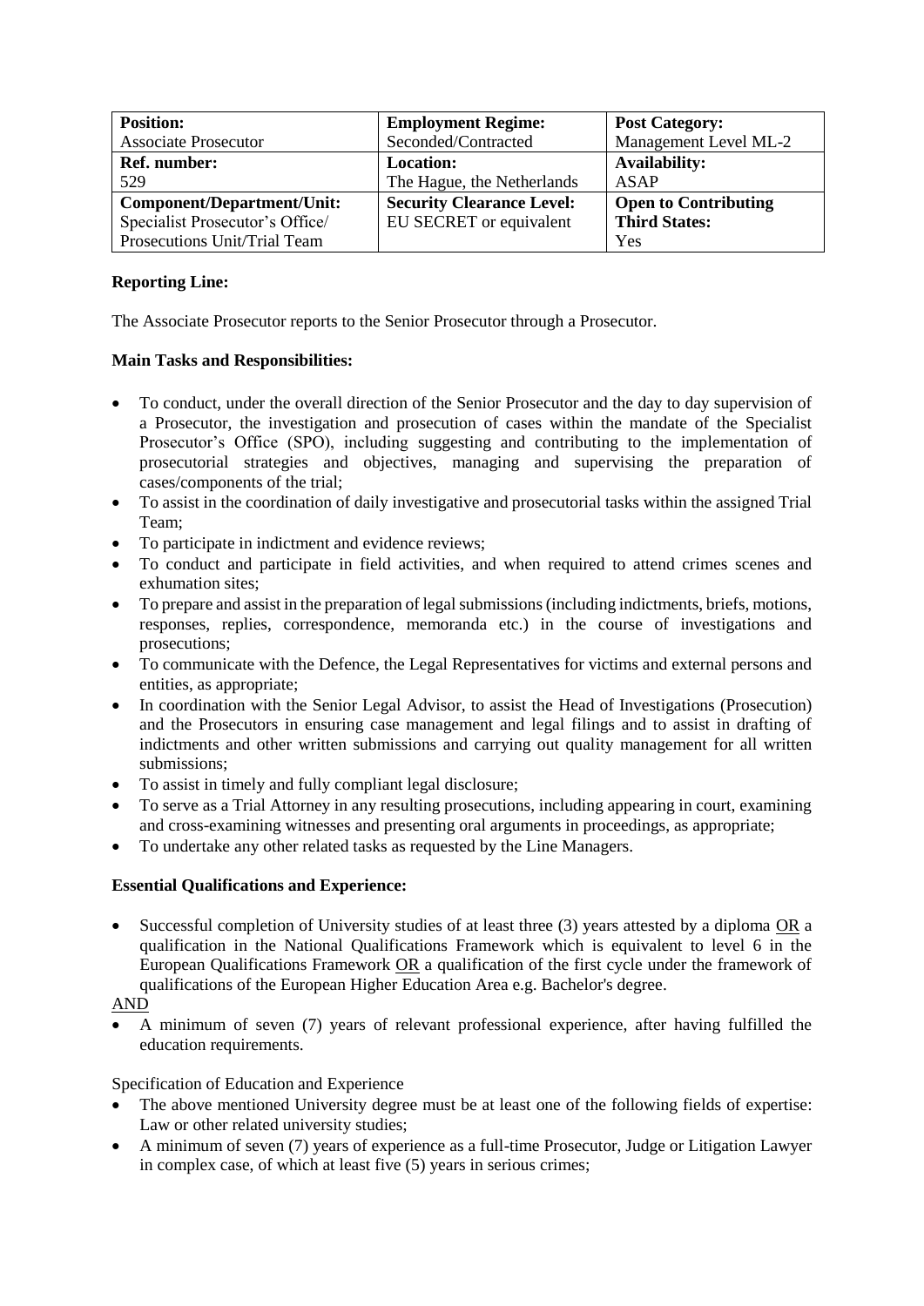| **Position:**<br>Associate Prosecutor | **Employment Regime:**<br>Seconded/Contracted | **Post Category:**<br>Management Level ML-2 |
|---|---|---|
| **Ref. number:**<br>529 | **Location:**<br>The Hague, the Netherlands | **Availability:**<br>ASAP |
| **Component/Department/Unit:**<br>Specialist Prosecutor's Office/ Prosecutions Unit/Trial Team | **Security Clearance Level:**<br>EU SECRET or equivalent | **Open to Contributing Third States:**<br>Yes |

**Reporting Line:**

The Associate Prosecutor reports to the Senior Prosecutor through a Prosecutor.

**Main Tasks and Responsibilities:**

- To conduct, under the overall direction of the Senior Prosecutor and the day to day supervision of a Prosecutor, the investigation and prosecution of cases within the mandate of the Specialist Prosecutor's Office (SPO), including suggesting and contributing to the implementation of prosecutorial strategies and objectives, managing and supervising the preparation of cases/components of the trial;
- To assist in the coordination of daily investigative and prosecutorial tasks within the assigned Trial Team;
- To participate in indictment and evidence reviews;
- To conduct and participate in field activities, and when required to attend crimes scenes and exhumation sites;
- To prepare and assist in the preparation of legal submissions (including indictments, briefs, motions, responses, replies, correspondence, memoranda etc.) in the course of investigations and prosecutions;
- To communicate with the Defence, the Legal Representatives for victims and external persons and entities, as appropriate;
- In coordination with the Senior Legal Advisor, to assist the Head of Investigations (Prosecution) and the Prosecutors in ensuring case management and legal filings and to assist in drafting of indictments and other written submissions and carrying out quality management for all written submissions;
- To assist in timely and fully compliant legal disclosure;
- To serve as a Trial Attorney in any resulting prosecutions, including appearing in court, examining and cross-examining witnesses and presenting oral arguments in proceedings, as appropriate;
- To undertake any other related tasks as requested by the Line Managers.

**Essential Qualifications and Experience:**

- Successful completion of University studies of at least three (3) years attested by a diploma OR a qualification in the National Qualifications Framework which is equivalent to level 6 in the European Qualifications Framework OR a qualification of the first cycle under the framework of qualifications of the European Higher Education Area e.g. Bachelor's degree.

AND

- A minimum of seven (7) years of relevant professional experience, after having fulfilled the education requirements.

Specification of Education and Experience

- The above mentioned University degree must be at least one of the following fields of expertise: Law or other related university studies;
- A minimum of seven (7) years of experience as a full-time Prosecutor, Judge or Litigation Lawyer in complex case, of which at least five (5) years in serious crimes;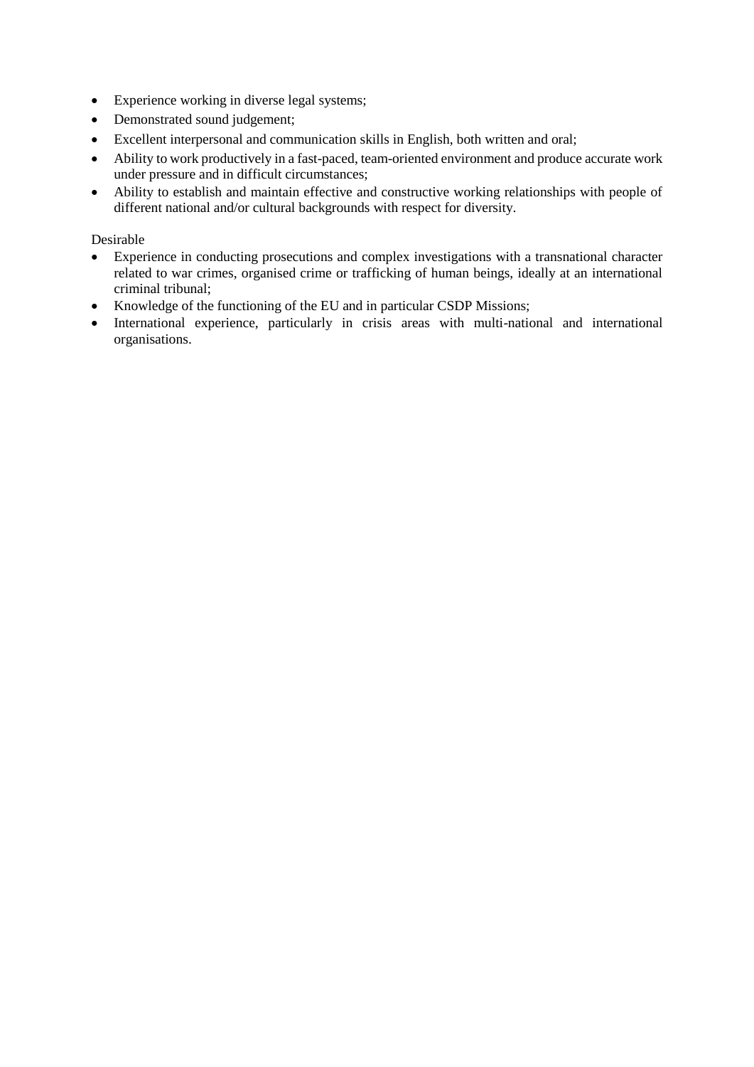- Experience working in diverse legal systems;
- Demonstrated sound judgement;
- Excellent interpersonal and communication skills in English, both written and oral;
- Ability to work productively in a fast-paced, team-oriented environment and produce accurate work under pressure and in difficult circumstances;
- Ability to establish and maintain effective and constructive working relationships with people of different national and/or cultural backgrounds with respect for diversity.

Desirable

- Experience in conducting prosecutions and complex investigations with a transnational character related to war crimes, organised crime or trafficking of human beings, ideally at an international criminal tribunal;
- Knowledge of the functioning of the EU and in particular CSDP Missions;
- International experience, particularly in crisis areas with multi-national and international organisations.